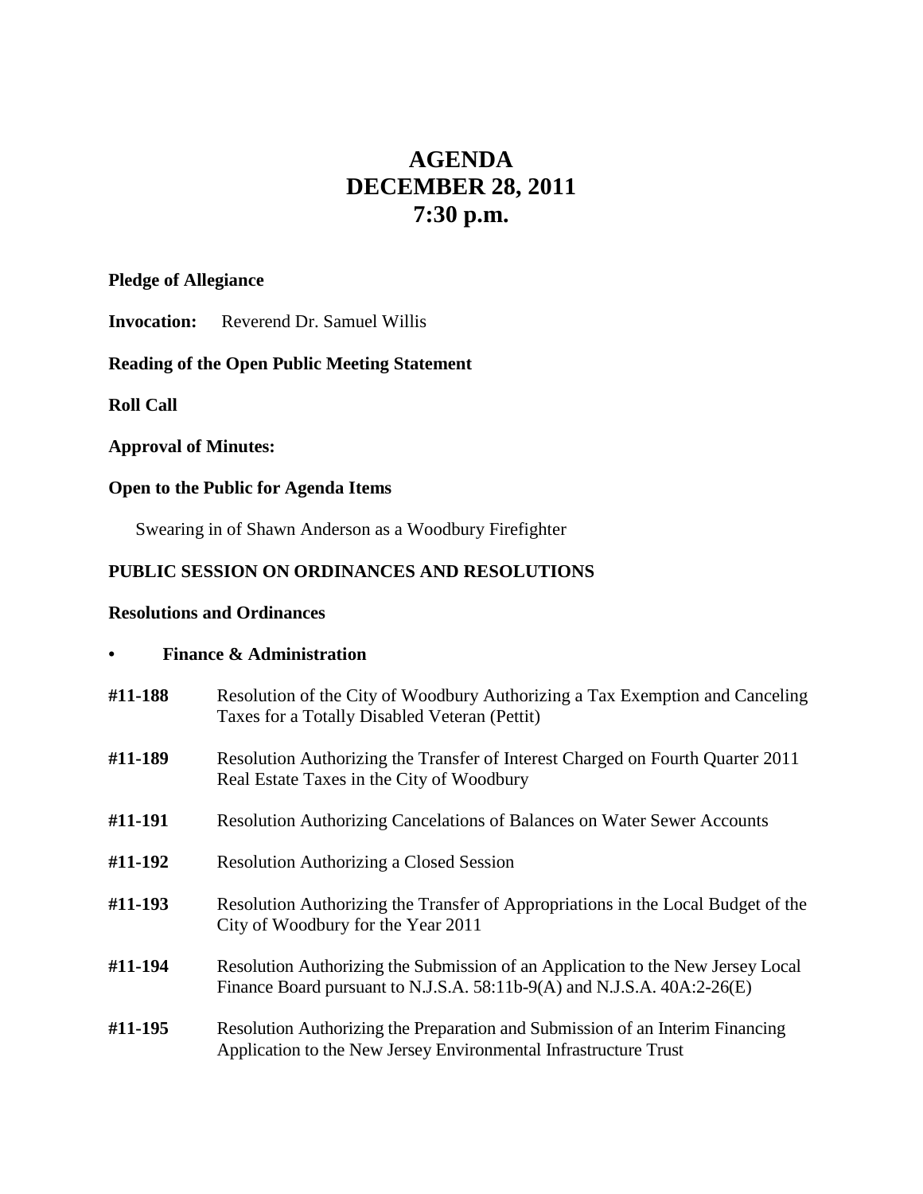# AGENDA
# DECEMBER 28, 2011
# 7:30 p.m.

**Pledge of Allegiance**

**Invocation:** Reverend Dr. Samuel Willis

**Reading of the Open Public Meeting Statement**

**Roll Call**

**Approval of Minutes:**

**Open to the Public for Agenda Items**

Swearing in of Shawn Anderson as a Woodbury Firefighter

**PUBLIC SESSION ON ORDINANCES AND RESOLUTIONS**

**Resolutions and Ordinances**

- **Finance & Administration**

**#11-188** Resolution of the City of Woodbury Authorizing a Tax Exemption and Canceling Taxes for a Totally Disabled Veteran (Pettit)

**#11-189** Resolution Authorizing the Transfer of Interest Charged on Fourth Quarter 2011 Real Estate Taxes in the City of Woodbury

**#11-191** Resolution Authorizing Cancelations of Balances on Water Sewer Accounts

**#11-192** Resolution Authorizing a Closed Session

**#11-193** Resolution Authorizing the Transfer of Appropriations in the Local Budget of the City of Woodbury for the Year 2011

**#11-194** Resolution Authorizing the Submission of an Application to the New Jersey Local Finance Board pursuant to N.J.S.A. 58:11b-9(A) and N.J.S.A. 40A:2-26(E)

**#11-195** Resolution Authorizing the Preparation and Submission of an Interim Financing Application to the New Jersey Environmental Infrastructure Trust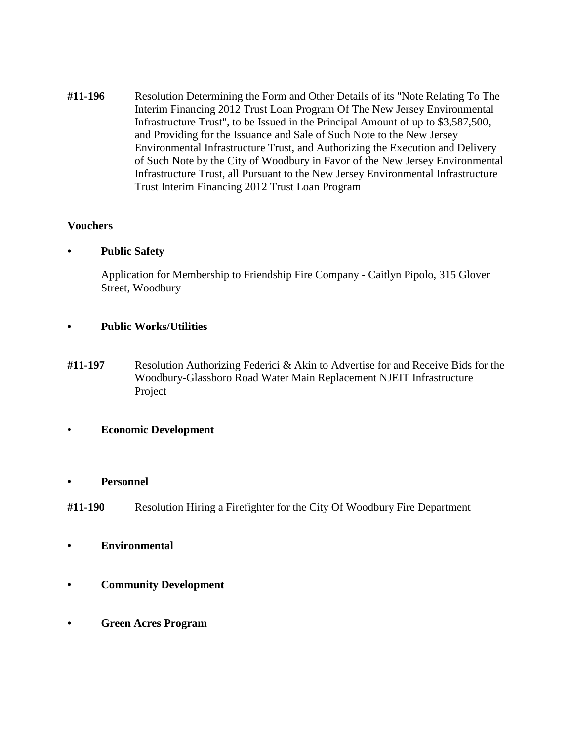**#11-196** Resolution Determining the Form and Other Details of its "Note Relating To The Interim Financing 2012 Trust Loan Program Of The New Jersey Environmental Infrastructure Trust", to be Issued in the Principal Amount of up to $3,587,500, and Providing for the Issuance and Sale of Such Note to the New Jersey Environmental Infrastructure Trust, and Authorizing the Execution and Delivery of Such Note by the City of Woodbury in Favor of the New Jersey Environmental Infrastructure Trust, all Pursuant to the New Jersey Environmental Infrastructure Trust Interim Financing 2012 Trust Loan Program

**Vouchers**

- **Public Safety**

  Application for Membership to Friendship Fire Company - Caitlyn Pipolo, 315 Glover Street, Woodbury

- **Public Works/Utilities**

**#11-197** Resolution Authorizing Federici & Akin to Advertise for and Receive Bids for the Woodbury-Glassboro Road Water Main Replacement NJEIT Infrastructure Project

- **Economic Development**

- **Personnel**

**#11-190** Resolution Hiring a Firefighter for the City Of Woodbury Fire Department

- **Environmental**

- **Community Development**

- **Green Acres Program**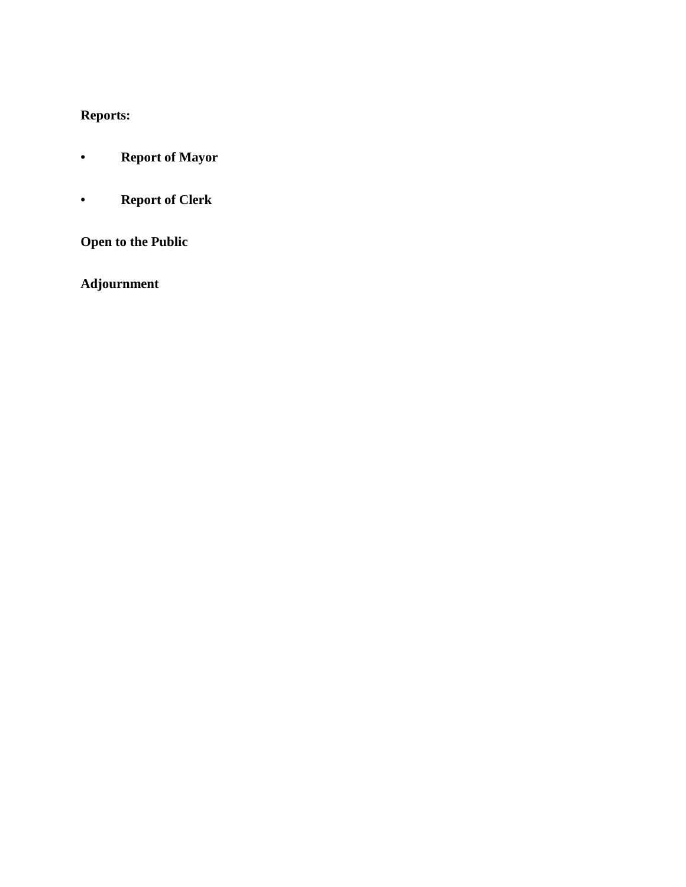**Reports:**

- **Report of Mayor**

- **Report of Clerk**

**Open to the Public**

**Adjournment**